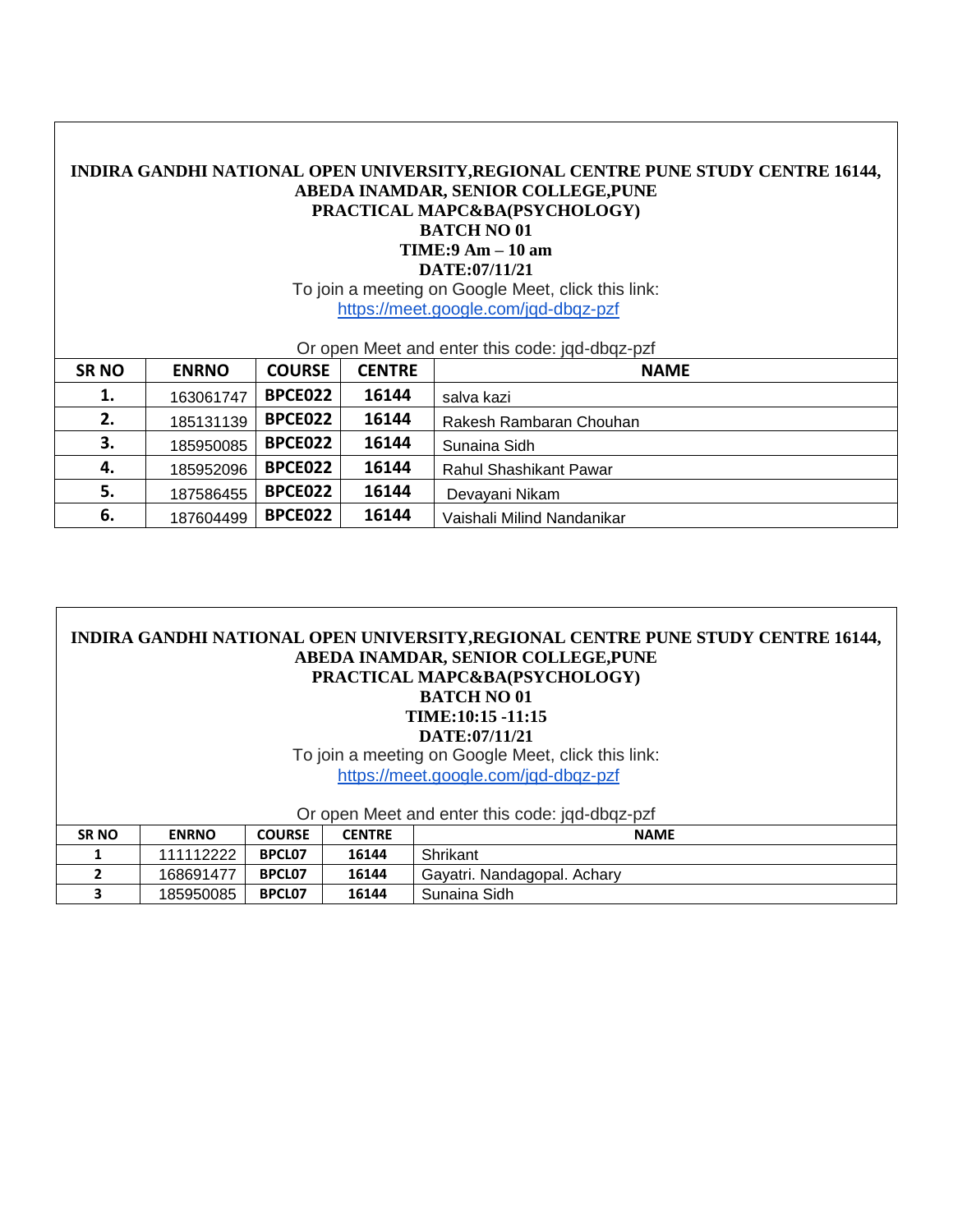**INDIRA GANDHI NATIONAL OPEN UNIVERSITY,REGIONAL CENTRE PUNE STUDY CENTRE 16144, ABEDA INAMDAR, SENIOR COLLEGE,PUNE**
**PRACTICAL MAPC&BA(PSYCHOLOGY)**
**BATCH NO 01**
**TIME:9 Am – 10 am**
**DATE:07/11/21**

To join a meeting on Google Meet, click this link:
https://meet.google.com/jqd-dbqz-pzf

Or open Meet and enter this code: jqd-dbqz-pzf

| SR NO | ENRNO | COURSE | CENTRE | NAME |
|---|---|---|---|---|
| 1. | 163061747 | BPCE022 | 16144 | salva kazi |
| 2. | 185131139 | BPCE022 | 16144 | Rakesh Rambaran Chouhan |
| 3. | 185950085 | BPCE022 | 16144 | Sunaina Sidh |
| 4. | 185952096 | BPCE022 | 16144 | Rahul Shashikant Pawar |
| 5. | 187586455 | BPCE022 | 16144 | Devayani Nikam |
| 6. | 187604499 | BPCE022 | 16144 | Vaishali Milind Nandanikar |

**INDIRA GANDHI NATIONAL OPEN UNIVERSITY,REGIONAL CENTRE PUNE STUDY CENTRE 16144, ABEDA INAMDAR, SENIOR COLLEGE,PUNE**
**PRACTICAL MAPC&BA(PSYCHOLOGY)**
**BATCH NO 01**
**TIME:10:15 -11:15**
**DATE:07/11/21**

To join a meeting on Google Meet, click this link:
https://meet.google.com/jqd-dbqz-pzf

Or open Meet and enter this code: jqd-dbqz-pzf

| SR NO | ENRNO | COURSE | CENTRE | NAME |
|---|---|---|---|---|
| 1 | 111112222 | BPCL07 | 16144 | Shrikant |
| 2 | 168691477 | BPCL07 | 16144 | Gayatri. Nandagopal. Achary |
| 3 | 185950085 | BPCL07 | 16144 | Sunaina Sidh |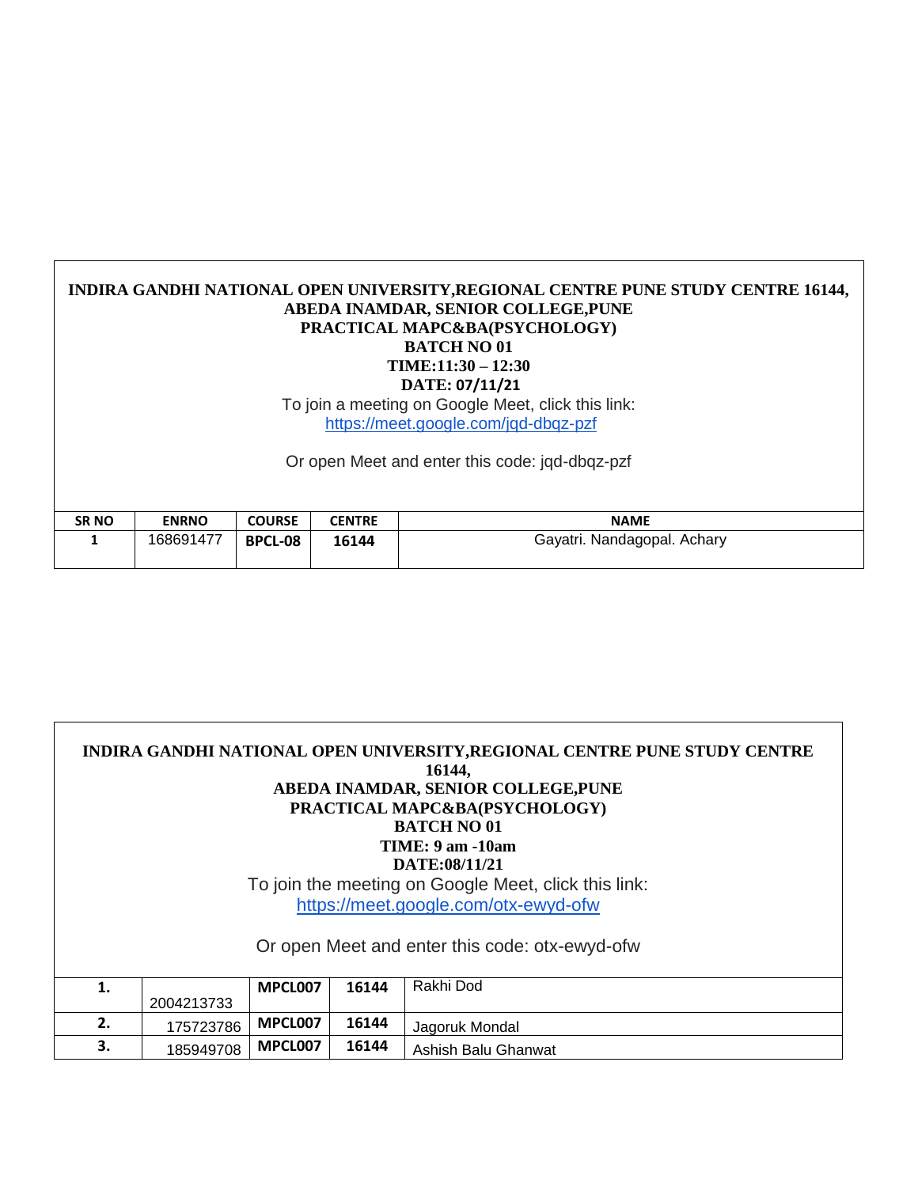**INDIRA GANDHI NATIONAL OPEN UNIVERSITY,REGIONAL CENTRE PUNE STUDY CENTRE 16144,**
**ABEDA INAMDAR, SENIOR COLLEGE,PUNE**
**PRACTICAL MAPC&BA(PSYCHOLOGY)**
**BATCH NO 01**
**TIME:11:30 – 12:30**
**DATE: 07/11/21**

To join a meeting on Google Meet, click this link:
https://meet.google.com/jqd-dbqz-pzf

Or open Meet and enter this code: jqd-dbqz-pzf

| SR NO | ENRNO | COURSE | CENTRE | NAME |
|---|---|---|---|---|
| 1 | 168691477 | BPCL-08 | 16144 | Gayatri. Nandagopal. Achary |

**INDIRA GANDHI NATIONAL OPEN UNIVERSITY,REGIONAL CENTRE PUNE STUDY CENTRE 16144,**
**ABEDA INAMDAR, SENIOR COLLEGE,PUNE**
**PRACTICAL MAPC&BA(PSYCHOLOGY)**
**BATCH NO 01**
**TIME: 9 am -10am**
**DATE:08/11/21**

To join the meeting on Google Meet, click this link:
https://meet.google.com/otx-ewyd-ofw

Or open Meet and enter this code: otx-ewyd-ofw

| | | | | |
|---|---|---|---|---|
| 1. | 2004213733 | MPCL007 | 16144 | Rakhi Dod |
| 2. | 175723786 | MPCL007 | 16144 | Jagoruk Mondal |
| 3. | 185949708 | MPCL007 | 16144 | Ashish Balu Ghanwat |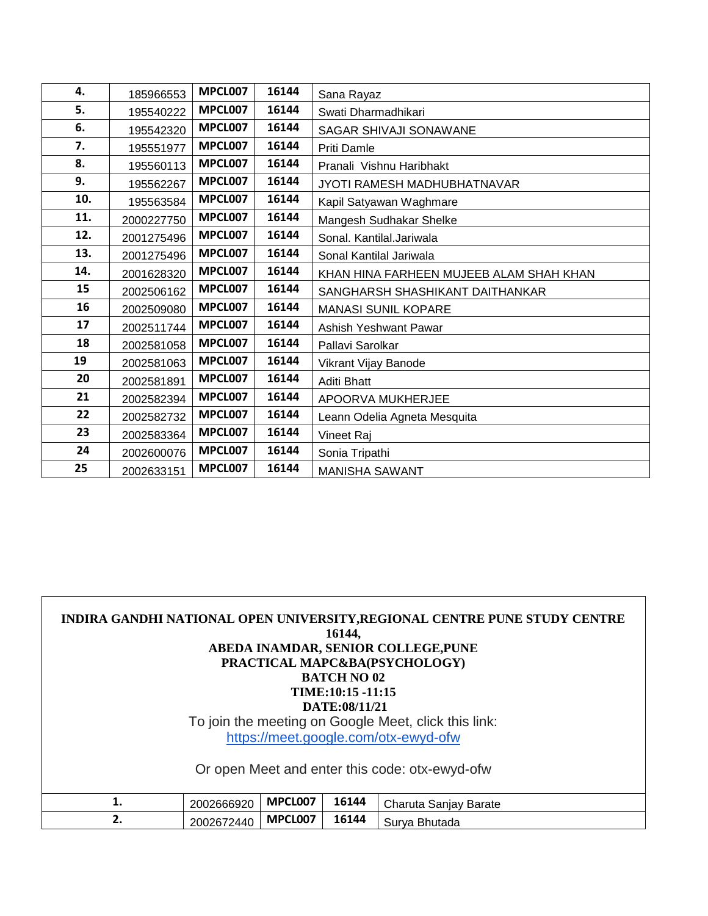| | | | | |
|---|---|---|---|---|
| **4.** | 185966553 | **MPCL007** | **16144** | Sana Rayaz |
| **5.** | 195540222 | **MPCL007** | **16144** | Swati Dharmadhikari |
| **6.** | 195542320 | **MPCL007** | **16144** | SAGAR SHIVAJI SONAWANE |
| **7.** | 195551977 | **MPCL007** | **16144** | Priti Damle |
| **8.** | 195560113 | **MPCL007** | **16144** | Pranali Vishnu Haribhakt |
| **9.** | 195562267 | **MPCL007** | **16144** | JYOTI RAMESH MADHUBHATNAVAR |
| **10.** | 195563584 | **MPCL007** | **16144** | Kapil Satyawan Waghmare |
| **11.** | 2000227750 | **MPCL007** | **16144** | Mangesh Sudhakar Shelke |
| **12.** | 2001275496 | **MPCL007** | **16144** | Sonal. Kantilal.Jariwala |
| **13.** | 2001275496 | **MPCL007** | **16144** | Sonal Kantilal Jariwala |
| **14.** | 2001628320 | **MPCL007** | **16144** | KHAN HINA FARHEEN MUJEEB ALAM SHAH KHAN |
| **15** | 2002506162 | **MPCL007** | **16144** | SANGHARSH SHASHIKANT DAITHANKAR |
| **16** | 2002509080 | **MPCL007** | **16144** | MANASI SUNIL KOPARE |
| **17** | 2002511744 | **MPCL007** | **16144** | Ashish Yeshwant Pawar |
| **18** | 2002581058 | **MPCL007** | **16144** | Pallavi Sarolkar |
| **19** | 2002581063 | **MPCL007** | **16144** | Vikrant Vijay Banode |
| **20** | 2002581891 | **MPCL007** | **16144** | Aditi Bhatt |
| **21** | 2002582394 | **MPCL007** | **16144** | APOORVA MUKHERJEE |
| **22** | 2002582732 | **MPCL007** | **16144** | Leann Odelia Agneta Mesquita |
| **23** | 2002583364 | **MPCL007** | **16144** | Vineet Raj |
| **24** | 2002600076 | **MPCL007** | **16144** | Sonia Tripathi |
| **25** | 2002633151 | **MPCL007** | **16144** | MANISHA SAWANT |

**INDIRA GANDHI NATIONAL OPEN UNIVERSITY,REGIONAL CENTRE PUNE STUDY CENTRE 16144,**
**ABEDA INAMDAR, SENIOR COLLEGE,PUNE**
**PRACTICAL MAPC&BA(PSYCHOLOGY)**
**BATCH NO 02**
**TIME:10:15 -11:15**
**DATE:08/11/21**

To join the meeting on Google Meet, click this link:
https://meet.google.com/otx-ewyd-ofw

Or open Meet and enter this code: otx-ewyd-ofw

| | | | | |
|---|---|---|---|---|
| **1.** | 2002666920 | **MPCL007** | **16144** | Charuta Sanjay Barate |
| **2.** | 2002672440 | **MPCL007** | **16144** | Surya Bhutada |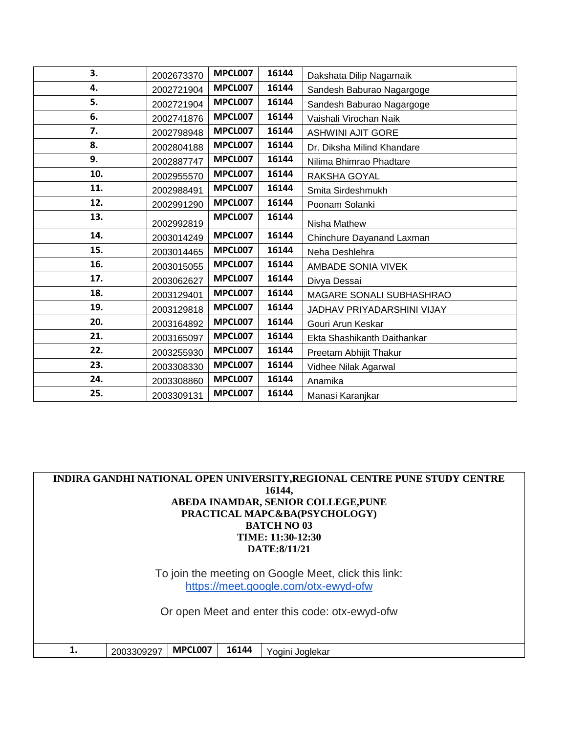| | | | | |
|---|---|---|---|---|
| **3.** | 2002673370 | **MPCL007** | **16144** | Dakshata Dilip Nagarnaik |
| **4.** | 2002721904 | **MPCL007** | **16144** | Sandesh Baburao Nagargoge |
| **5.** | 2002721904 | **MPCL007** | **16144** | Sandesh Baburao Nagargoge |
| **6.** | 2002741876 | **MPCL007** | **16144** | Vaishali Virochan Naik |
| **7.** | 2002798948 | **MPCL007** | **16144** | ASHWINI AJIT GORE |
| **8.** | 2002804188 | **MPCL007** | **16144** | Dr. Diksha Milind Khandare |
| **9.** | 2002887747 | **MPCL007** | **16144** | Nilima Bhimrao Phadtare |
| **10.** | 2002955570 | **MPCL007** | **16144** | RAKSHA GOYAL |
| **11.** | 2002988491 | **MPCL007** | **16144** | Smita Sirdeshmukh |
| **12.** | 2002991290 | **MPCL007** | **16144** | Poonam Solanki |
| **13.** | 2002992819 | **MPCL007** | **16144** | Nisha Mathew |
| **14.** | 2003014249 | **MPCL007** | **16144** | Chinchure Dayanand Laxman |
| **15.** | 2003014465 | **MPCL007** | **16144** | Neha Deshlehra |
| **16.** | 2003015055 | **MPCL007** | **16144** | AMBADE SONIA VIVEK |
| **17.** | 2003062627 | **MPCL007** | **16144** | Divya Dessai |
| **18.** | 2003129401 | **MPCL007** | **16144** | MAGARE SONALI SUBHASHRAO |
| **19.** | 2003129818 | **MPCL007** | **16144** | JADHAV PRIYADARSHINI VIJAY |
| **20.** | 2003164892 | **MPCL007** | **16144** | Gouri Arun Keskar |
| **21.** | 2003165097 | **MPCL007** | **16144** | Ekta Shashikanth Daithankar |
| **22.** | 2003255930 | **MPCL007** | **16144** | Preetam Abhijit Thakur |
| **23.** | 2003308330 | **MPCL007** | **16144** | Vidhee Nilak Agarwal |
| **24.** | 2003308860 | **MPCL007** | **16144** | Anamika |
| **25.** | 2003309131 | **MPCL007** | **16144** | Manasi Karanjkar |

**INDIRA GANDHI NATIONAL OPEN UNIVERSITY,REGIONAL CENTRE PUNE STUDY CENTRE 16144,**
**ABEDA INAMDAR, SENIOR COLLEGE,PUNE**
**PRACTICAL MAPC&BA(PSYCHOLOGY)**
**BATCH NO 03**
**TIME: 11:30-12:30**
**DATE:8/11/21**

To join the meeting on Google Meet, click this link:
https://meet.google.com/otx-ewyd-ofw

Or open Meet and enter this code: otx-ewyd-ofw

| | | | | |
|---|---|---|---|---|
| **1.** | 2003309297 | **MPCL007** | **16144** | Yogini Joglekar |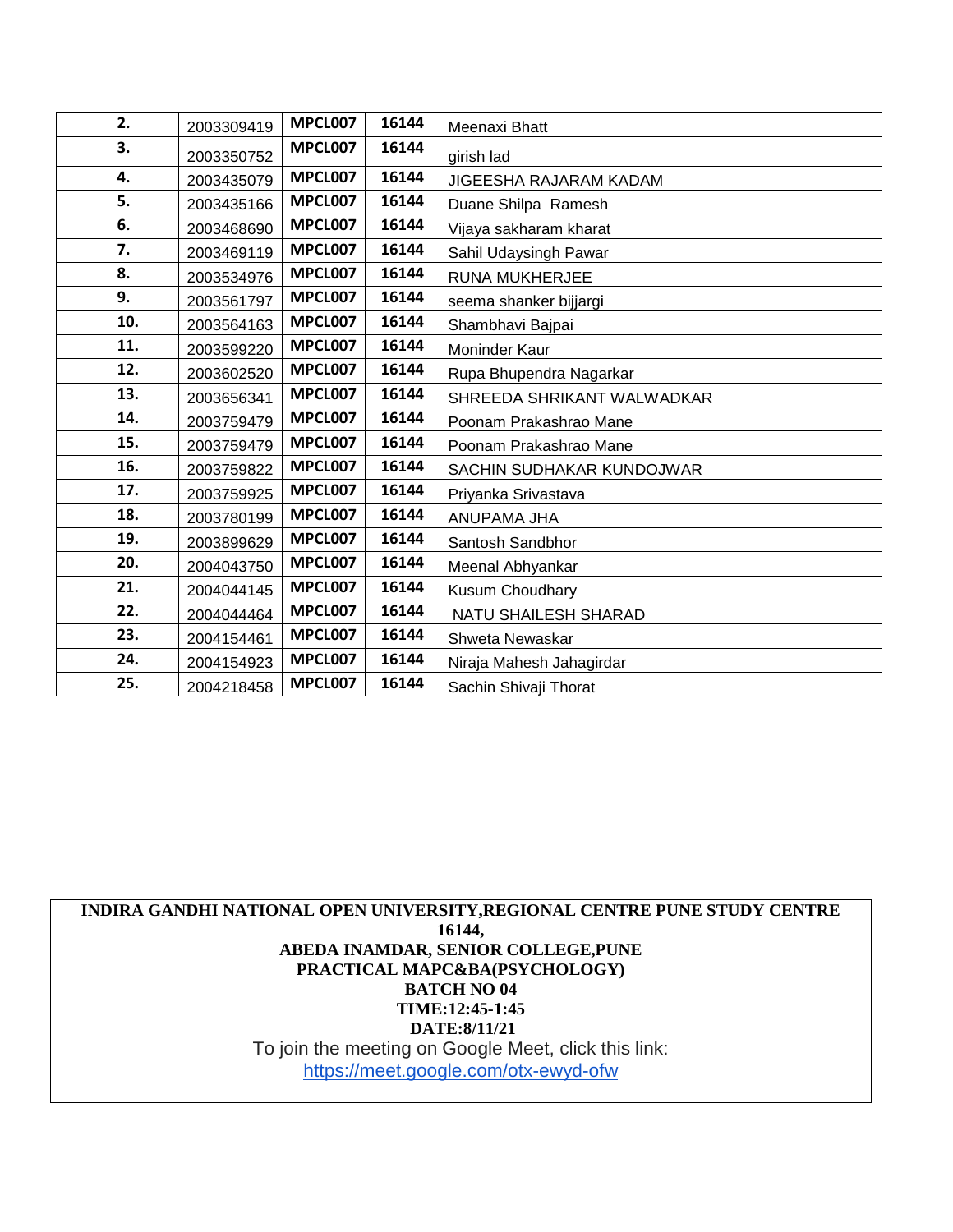| | | | | |
|---|---|---|---|---|
| **2.** | 2003309419 | **MPCL007** | **16144** | Meenaxi Bhatt |
| **3.** | 2003350752 | **MPCL007** | **16144** | girish lad |
| **4.** | 2003435079 | **MPCL007** | **16144** | JIGEESHA RAJARAM KADAM |
| **5.** | 2003435166 | **MPCL007** | **16144** | Duane Shilpa Ramesh |
| **6.** | 2003468690 | **MPCL007** | **16144** | Vijaya sakharam kharat |
| **7.** | 2003469119 | **MPCL007** | **16144** | Sahil Udaysingh Pawar |
| **8.** | 2003534976 | **MPCL007** | **16144** | RUNA MUKHERJEE |
| **9.** | 2003561797 | **MPCL007** | **16144** | seema shanker bijjargi |
| **10.** | 2003564163 | **MPCL007** | **16144** | Shambhavi Bajpai |
| **11.** | 2003599220 | **MPCL007** | **16144** | Moninder Kaur |
| **12.** | 2003602520 | **MPCL007** | **16144** | Rupa Bhupendra Nagarkar |
| **13.** | 2003656341 | **MPCL007** | **16144** | SHREEDA SHRIKANT WALWADKAR |
| **14.** | 2003759479 | **MPCL007** | **16144** | Poonam Prakashrao Mane |
| **15.** | 2003759479 | **MPCL007** | **16144** | Poonam Prakashrao Mane |
| **16.** | 2003759822 | **MPCL007** | **16144** | SACHIN SUDHAKAR KUNDOJWAR |
| **17.** | 2003759925 | **MPCL007** | **16144** | Priyanka Srivastava |
| **18.** | 2003780199 | **MPCL007** | **16144** | ANUPAMA JHA |
| **19.** | 2003899629 | **MPCL007** | **16144** | Santosh Sandbhor |
| **20.** | 2004043750 | **MPCL007** | **16144** | Meenal Abhyankar |
| **21.** | 2004044145 | **MPCL007** | **16144** | Kusum Choudhary |
| **22.** | 2004044464 | **MPCL007** | **16144** | NATU SHAILESH SHARAD |
| **23.** | 2004154461 | **MPCL007** | **16144** | Shweta Newaskar |
| **24.** | 2004154923 | **MPCL007** | **16144** | Niraja Mahesh Jahagirdar |
| **25.** | 2004218458 | **MPCL007** | **16144** | Sachin Shivaji Thorat |

**INDIRA GANDHI NATIONAL OPEN UNIVERSITY,REGIONAL CENTRE PUNE STUDY CENTRE 16144,**

**ABEDA INAMDAR, SENIOR COLLEGE,PUNE**

**PRACTICAL MAPC&BA(PSYCHOLOGY)**

**BATCH NO 04**

**TIME:12:45-1:45**

**DATE:8/11/21**

To join the meeting on Google Meet, click this link:

https://meet.google.com/otx-ewyd-ofw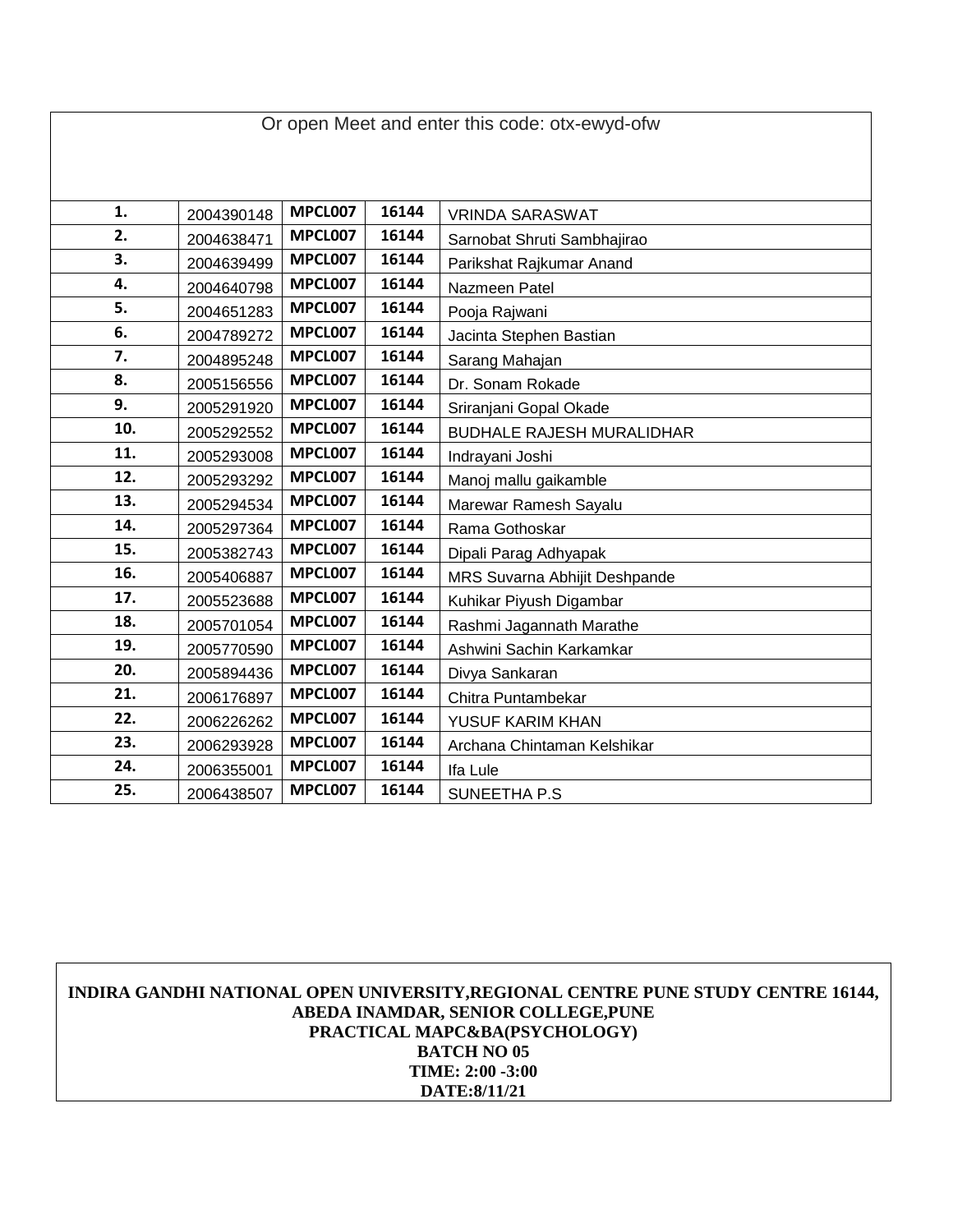Or open Meet and enter this code: otx-ewyd-ofw

| | | | | |
|---|---|---|---|---|
| **1.** | 2004390148 | **MPCL007** | **16144** | VRINDA SARASWAT |
| **2.** | 2004638471 | **MPCL007** | **16144** | Sarnobat Shruti Sambhajirao |
| **3.** | 2004639499 | **MPCL007** | **16144** | Parikshat Rajkumar Anand |
| **4.** | 2004640798 | **MPCL007** | **16144** | Nazmeen Patel |
| **5.** | 2004651283 | **MPCL007** | **16144** | Pooja Rajwani |
| **6.** | 2004789272 | **MPCL007** | **16144** | Jacinta Stephen Bastian |
| **7.** | 2004895248 | **MPCL007** | **16144** | Sarang Mahajan |
| **8.** | 2005156556 | **MPCL007** | **16144** | Dr. Sonam Rokade |
| **9.** | 2005291920 | **MPCL007** | **16144** | Sriranjani Gopal Okade |
| **10.** | 2005292552 | **MPCL007** | **16144** | BUDHALE RAJESH MURALIDHAR |
| **11.** | 2005293008 | **MPCL007** | **16144** | Indrayani Joshi |
| **12.** | 2005293292 | **MPCL007** | **16144** | Manoj mallu gaikamble |
| **13.** | 2005294534 | **MPCL007** | **16144** | Marewar Ramesh Sayalu |
| **14.** | 2005297364 | **MPCL007** | **16144** | Rama Gothoskar |
| **15.** | 2005382743 | **MPCL007** | **16144** | Dipali Parag Adhyapak |
| **16.** | 2005406887 | **MPCL007** | **16144** | MRS Suvarna Abhijit Deshpande |
| **17.** | 2005523688 | **MPCL007** | **16144** | Kuhikar Piyush Digambar |
| **18.** | 2005701054 | **MPCL007** | **16144** | Rashmi Jagannath Marathe |
| **19.** | 2005770590 | **MPCL007** | **16144** | Ashwini Sachin Karkamkar |
| **20.** | 2005894436 | **MPCL007** | **16144** | Divya Sankaran |
| **21.** | 2006176897 | **MPCL007** | **16144** | Chitra Puntambekar |
| **22.** | 2006226262 | **MPCL007** | **16144** | YUSUF KARIM KHAN |
| **23.** | 2006293928 | **MPCL007** | **16144** | Archana Chintaman Kelshikar |
| **24.** | 2006355001 | **MPCL007** | **16144** | Ifa Lule |
| **25.** | 2006438507 | **MPCL007** | **16144** | SUNEETHA P.S |

**INDIRA GANDHI NATIONAL OPEN UNIVERSITY,REGIONAL CENTRE PUNE STUDY CENTRE 16144, ABEDA INAMDAR, SENIOR COLLEGE,PUNE**

**PRACTICAL MAPC&BA(PSYCHOLOGY)**

**BATCH NO 05**

**TIME: 2:00 -3:00**

**DATE:8/11/21**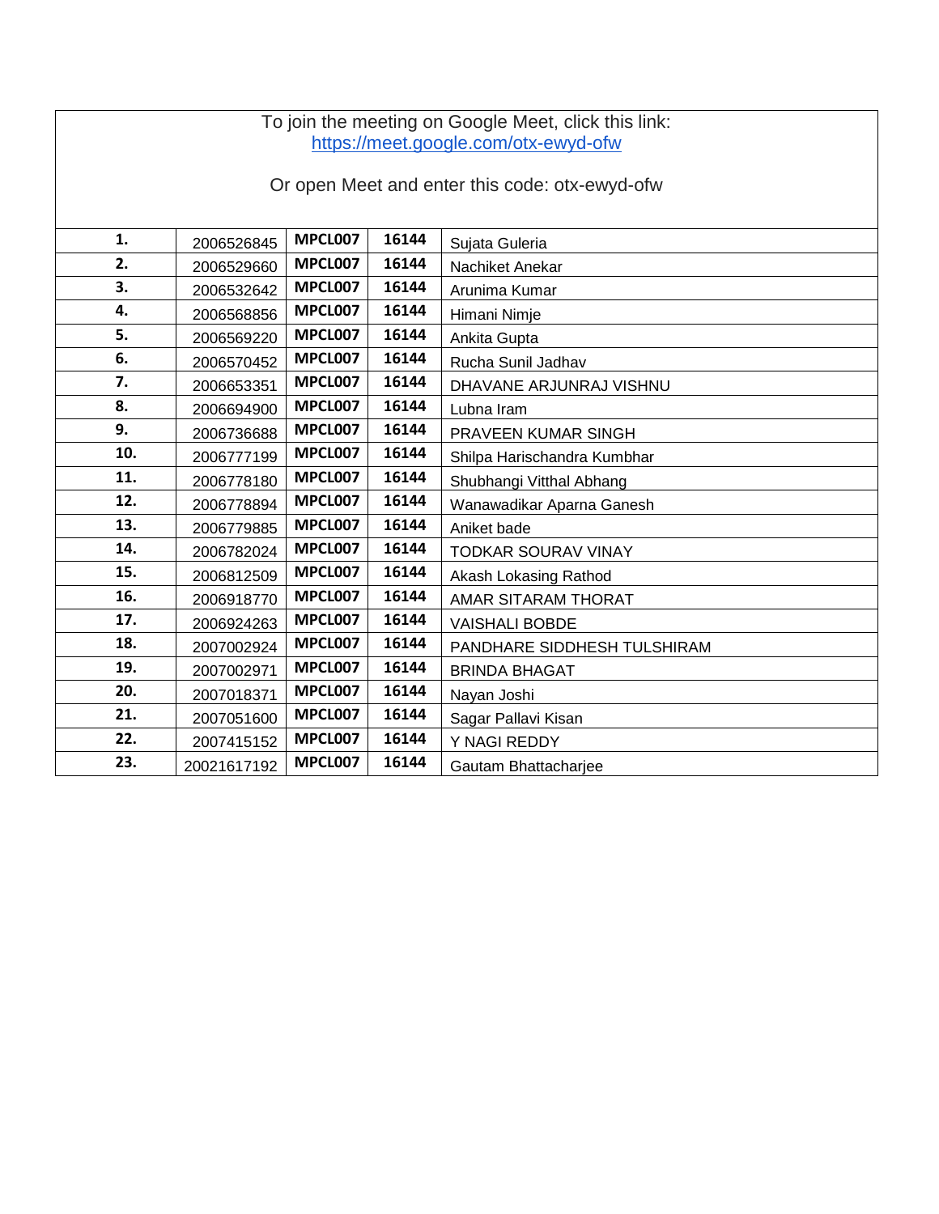To join the meeting on Google Meet, click this link:
https://meet.google.com/otx-ewyd-ofw

Or open Meet and enter this code: otx-ewyd-ofw

| | | | | |
|---|---|---|---|---|
| **1.** | 2006526845 | **MPCL007** | **16144** | Sujata Guleria |
| **2.** | 2006529660 | **MPCL007** | **16144** | Nachiket Anekar |
| **3.** | 2006532642 | **MPCL007** | **16144** | Arunima Kumar |
| **4.** | 2006568856 | **MPCL007** | **16144** | Himani Nimje |
| **5.** | 2006569220 | **MPCL007** | **16144** | Ankita Gupta |
| **6.** | 2006570452 | **MPCL007** | **16144** | Rucha Sunil Jadhav |
| **7.** | 2006653351 | **MPCL007** | **16144** | DHAVANE ARJUNRAJ VISHNU |
| **8.** | 2006694900 | **MPCL007** | **16144** | Lubna Iram |
| **9.** | 2006736688 | **MPCL007** | **16144** | PRAVEEN KUMAR SINGH |
| **10.** | 2006777199 | **MPCL007** | **16144** | Shilpa Harischandra Kumbhar |
| **11.** | 2006778180 | **MPCL007** | **16144** | Shubhangi Vitthal Abhang |
| **12.** | 2006778894 | **MPCL007** | **16144** | Wanawadikar Aparna Ganesh |
| **13.** | 2006779885 | **MPCL007** | **16144** | Aniket bade |
| **14.** | 2006782024 | **MPCL007** | **16144** | TODKAR SOURAV VINAY |
| **15.** | 2006812509 | **MPCL007** | **16144** | Akash Lokasing Rathod |
| **16.** | 2006918770 | **MPCL007** | **16144** | AMAR SITARAM THORAT |
| **17.** | 2006924263 | **MPCL007** | **16144** | VAISHALI BOBDE |
| **18.** | 2007002924 | **MPCL007** | **16144** | PANDHARE SIDDHESH TULSHIRAM |
| **19.** | 2007002971 | **MPCL007** | **16144** | BRINDA BHAGAT |
| **20.** | 2007018371 | **MPCL007** | **16144** | Nayan Joshi |
| **21.** | 2007051600 | **MPCL007** | **16144** | Sagar Pallavi Kisan |
| **22.** | 2007415152 | **MPCL007** | **16144** | Y NAGI REDDY |
| **23.** | 20021617192 | **MPCL007** | **16144** | Gautam Bhattacharjee |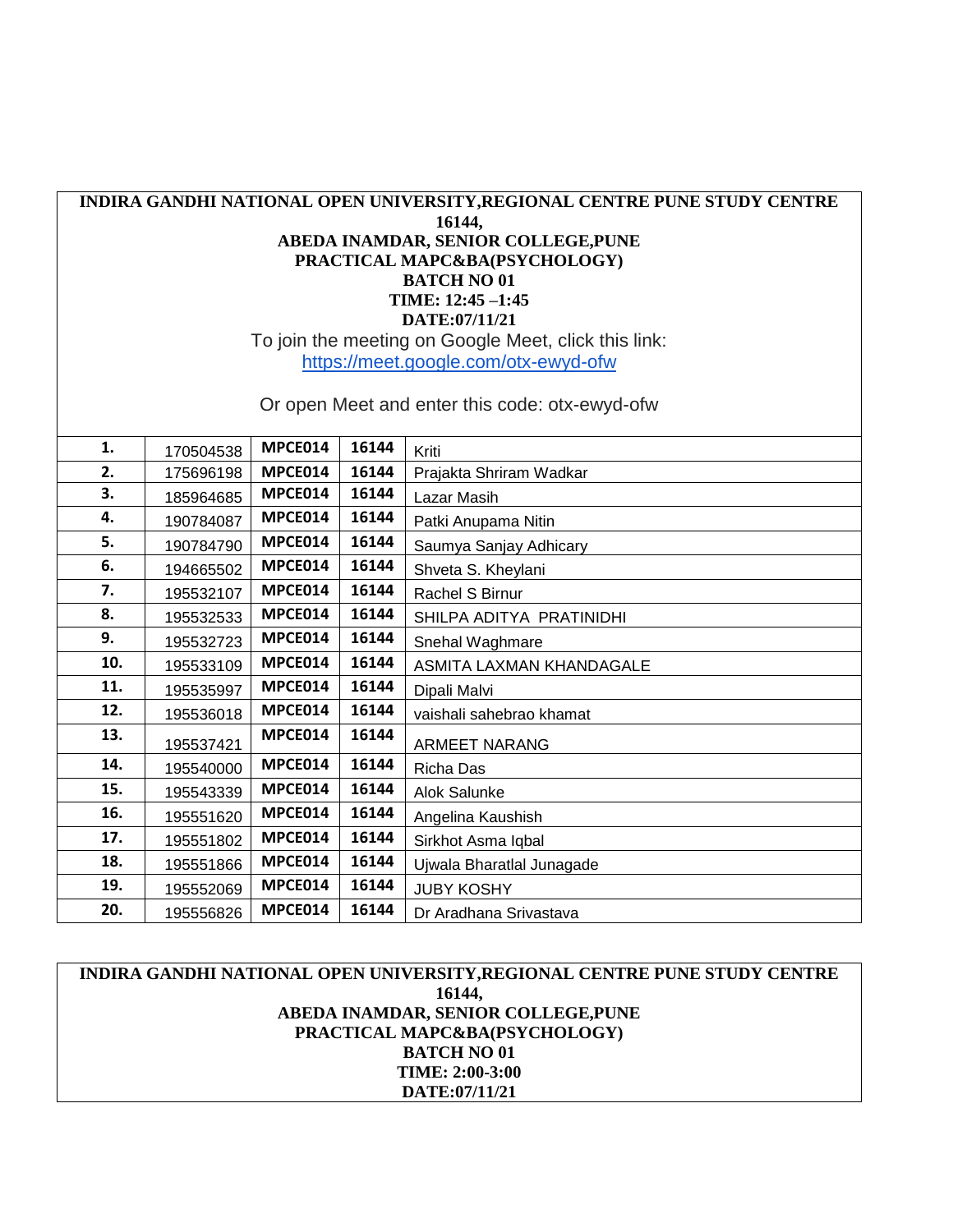**INDIRA GANDHI NATIONAL OPEN UNIVERSITY,REGIONAL CENTRE PUNE STUDY CENTRE 16144,**
**ABEDA INAMDAR, SENIOR COLLEGE,PUNE**
**PRACTICAL MAPC&BA(PSYCHOLOGY)**
**BATCH NO 01**
**TIME: 12:45 –1:45**
**DATE:07/11/21**

To join the meeting on Google Meet, click this link:
https://meet.google.com/otx-ewyd-ofw

Or open Meet and enter this code: otx-ewyd-ofw

| | | | | |
|---|---|---|---|---|
| **1.** | 170504538 | **MPCE014** | **16144** | Kriti |
| **2.** | 175696198 | **MPCE014** | **16144** | Prajakta Shriram Wadkar |
| **3.** | 185964685 | **MPCE014** | **16144** | Lazar Masih |
| **4.** | 190784087 | **MPCE014** | **16144** | Patki Anupama Nitin |
| **5.** | 190784790 | **MPCE014** | **16144** | Saumya Sanjay Adhicary |
| **6.** | 194665502 | **MPCE014** | **16144** | Shveta S. Kheylani |
| **7.** | 195532107 | **MPCE014** | **16144** | Rachel S Birnur |
| **8.** | 195532533 | **MPCE014** | **16144** | SHILPA ADITYA PRATINIDHI |
| **9.** | 195532723 | **MPCE014** | **16144** | Snehal Waghmare |
| **10.** | 195533109 | **MPCE014** | **16144** | ASMITA LAXMAN KHANDAGALE |
| **11.** | 195535997 | **MPCE014** | **16144** | Dipali Malvi |
| **12.** | 195536018 | **MPCE014** | **16144** | vaishali sahebrao khamat |
| **13.** | 195537421 | **MPCE014** | **16144** | ARMEET NARANG |
| **14.** | 195540000 | **MPCE014** | **16144** | Richa Das |
| **15.** | 195543339 | **MPCE014** | **16144** | Alok Salunke |
| **16.** | 195551620 | **MPCE014** | **16144** | Angelina Kaushish |
| **17.** | 195551802 | **MPCE014** | **16144** | Sirkhot Asma Iqbal |
| **18.** | 195551866 | **MPCE014** | **16144** | Ujwala Bharatlal Junagade |
| **19.** | 195552069 | **MPCE014** | **16144** | JUBY KOSHY |
| **20.** | 195556826 | **MPCE014** | **16144** | Dr Aradhana Srivastava |

**INDIRA GANDHI NATIONAL OPEN UNIVERSITY,REGIONAL CENTRE PUNE STUDY CENTRE 16144,**
**ABEDA INAMDAR, SENIOR COLLEGE,PUNE**
**PRACTICAL MAPC&BA(PSYCHOLOGY)**
**BATCH NO 01**
**TIME: 2:00-3:00**
**DATE:07/11/21**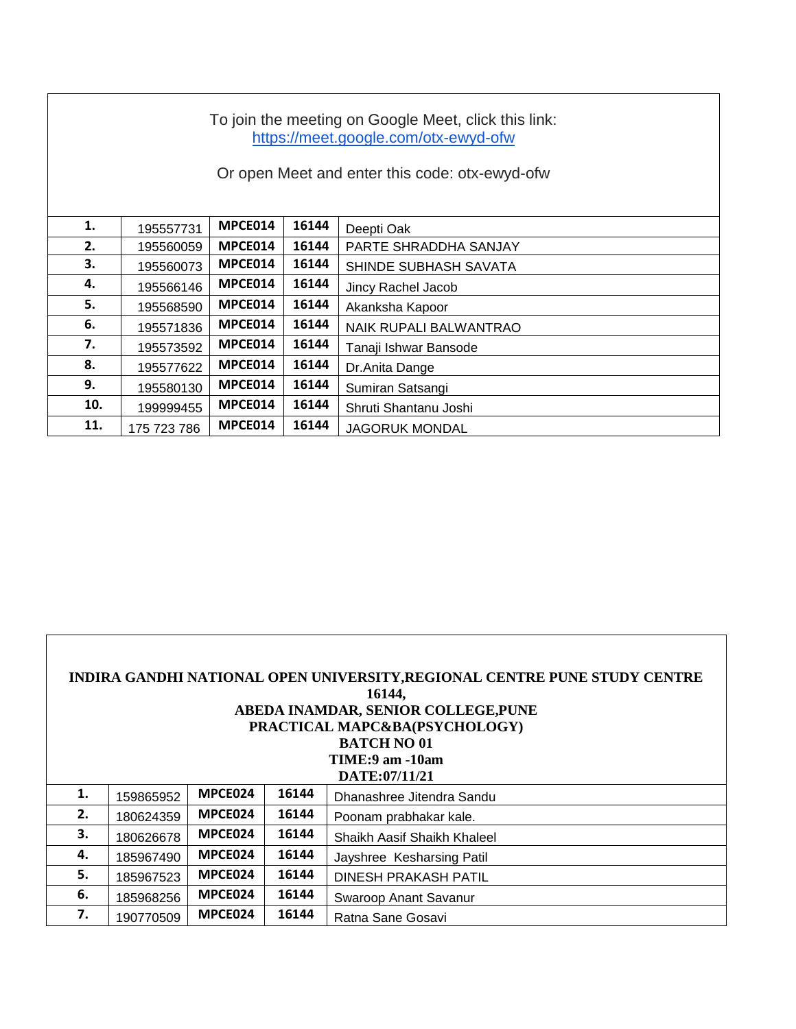To join the meeting on Google Meet, click this link:
[https://meet.google.com/otx-ewyd-ofw](https://meet.google.com/otx-ewyd-ofw)

Or open Meet and enter this code: otx-ewyd-ofw

| | | | | |
|---|---|---|---|---|
| **1.** | 195557731 | **MPCE014** | **16144** | Deepti Oak |
| **2.** | 195560059 | **MPCE014** | **16144** | PARTE SHRADDHA SANJAY |
| **3.** | 195560073 | **MPCE014** | **16144** | SHINDE SUBHASH SAVATA |
| **4.** | 195566146 | **MPCE014** | **16144** | Jincy Rachel Jacob |
| **5.** | 195568590 | **MPCE014** | **16144** | Akanksha Kapoor |
| **6.** | 195571836 | **MPCE014** | **16144** | NAIK RUPALI BALWANTRAO |
| **7.** | 195573592 | **MPCE014** | **16144** | Tanaji Ishwar Bansode |
| **8.** | 195577622 | **MPCE014** | **16144** | Dr.Anita Dange |
| **9.** | 195580130 | **MPCE014** | **16144** | Sumiran Satsangi |
| **10.** | 199999455 | **MPCE014** | **16144** | Shruti Shantanu Joshi |
| **11.** | 175 723 786 | **MPCE014** | **16144** | JAGORUK MONDAL |

**INDIRA GANDHI NATIONAL OPEN UNIVERSITY,REGIONAL CENTRE PUNE STUDY CENTRE 16144,**
**ABEDA INAMDAR, SENIOR COLLEGE,PUNE**
**PRACTICAL MAPC&BA(PSYCHOLOGY)**
**BATCH NO 01**
**TIME:9 am -10am**
**DATE:07/11/21**

| | | | | |
|---|---|---|---|---|
| **1.** | 159865952 | **MPCE024** | **16144** | Dhanashree Jitendra Sandu |
| **2.** | 180624359 | **MPCE024** | **16144** | Poonam prabhakar kale. |
| **3.** | 180626678 | **MPCE024** | **16144** | Shaikh Aasif Shaikh Khaleel |
| **4.** | 185967490 | **MPCE024** | **16144** | Jayshree Kesharsing Patil |
| **5.** | 185967523 | **MPCE024** | **16144** | DINESH PRAKASH PATIL |
| **6.** | 185968256 | **MPCE024** | **16144** | Swaroop Anant Savanur |
| **7.** | 190770509 | **MPCE024** | **16144** | Ratna Sane Gosavi |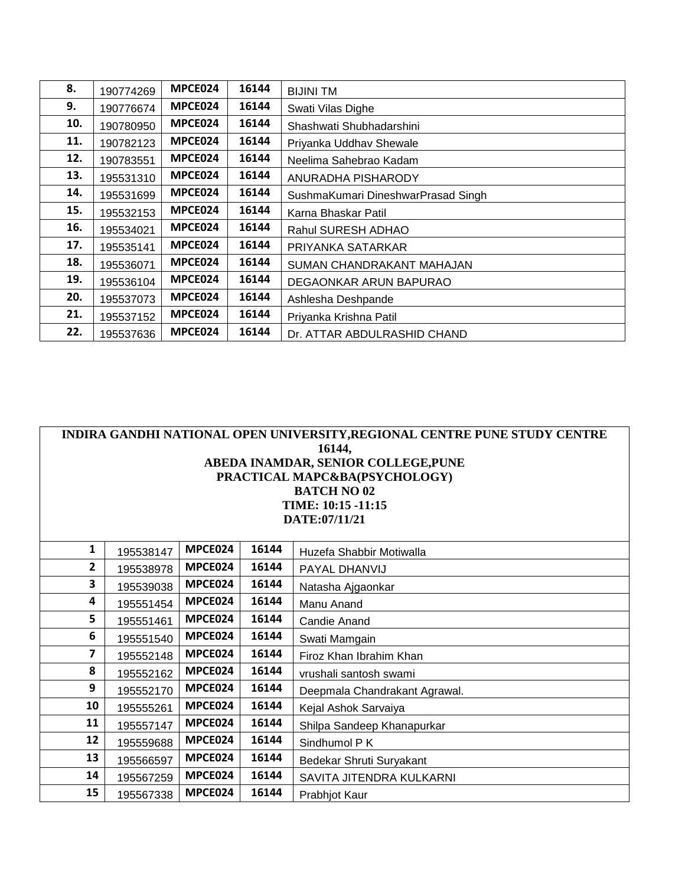| 8. | 190774269 | MPCE024 | 16144 | BIJINI TM |
|---|---|---|---|---|
| 9. | 190776674 | MPCE024 | 16144 | Swati Vilas Dighe |
| 10. | 190780950 | MPCE024 | 16144 | Shashwati Shubhadarshini |
| 11. | 190782123 | MPCE024 | 16144 | Priyanka Uddhav Shewale |
| 12. | 190783551 | MPCE024 | 16144 | Neelima Sahebrao Kadam |
| 13. | 195531310 | MPCE024 | 16144 | ANURADHA PISHARODY |
| 14. | 195531699 | MPCE024 | 16144 | SushmaKumari DineshwarPrasad Singh |
| 15. | 195532153 | MPCE024 | 16144 | Karna Bhaskar Patil |
| 16. | 195534021 | MPCE024 | 16144 | Rahul SURESH ADHAO |
| 17. | 195535141 | MPCE024 | 16144 | PRIYANKA SATARKAR |
| 18. | 195536071 | MPCE024 | 16144 | SUMAN CHANDRAKANT MAHAJAN |
| 19. | 195536104 | MPCE024 | 16144 | DEGAONKAR ARUN BAPURAO |
| 20. | 195537073 | MPCE024 | 16144 | Ashlesha Deshpande |
| 21. | 195537152 | MPCE024 | 16144 | Priyanka Krishna Patil |
| 22. | 195537636 | MPCE024 | 16144 | Dr. ATTAR ABDULRASHID CHAND |

**INDIRA GANDHI NATIONAL OPEN UNIVERSITY,REGIONAL CENTRE PUNE STUDY CENTRE 16144,**
**ABEDA INAMDAR, SENIOR COLLEGE,PUNE**
**PRACTICAL MAPC&BA(PSYCHOLOGY)**
**BATCH NO 02**
**TIME: 10:15 -11:15**
**DATE:07/11/21**

| 1 | 195538147 | MPCE024 | 16144 | Huzefa Shabbir Motiwalla |
|---|---|---|---|---|
| 2 | 195538978 | MPCE024 | 16144 | PAYAL DHANVIJ |
| 3 | 195539038 | MPCE024 | 16144 | Natasha Ajgaonkar |
| 4 | 195551454 | MPCE024 | 16144 | Manu Anand |
| 5 | 195551461 | MPCE024 | 16144 | Candie Anand |
| 6 | 195551540 | MPCE024 | 16144 | Swati Mamgain |
| 7 | 195552148 | MPCE024 | 16144 | Firoz Khan Ibrahim Khan |
| 8 | 195552162 | MPCE024 | 16144 | vrushali santosh swami |
| 9 | 195552170 | MPCE024 | 16144 | Deepmala Chandrakant Agrawal. |
| 10 | 195555261 | MPCE024 | 16144 | Kejal Ashok Sarvaiya |
| 11 | 195557147 | MPCE024 | 16144 | Shilpa Sandeep Khanapurkar |
| 12 | 195559688 | MPCE024 | 16144 | Sindhumol P K |
| 13 | 195566597 | MPCE024 | 16144 | Bedekar Shruti Suryakant |
| 14 | 195567259 | MPCE024 | 16144 | SAVITA JITENDRA KULKARNI |
| 15 | 195567338 | MPCE024 | 16144 | Prabhjot Kaur |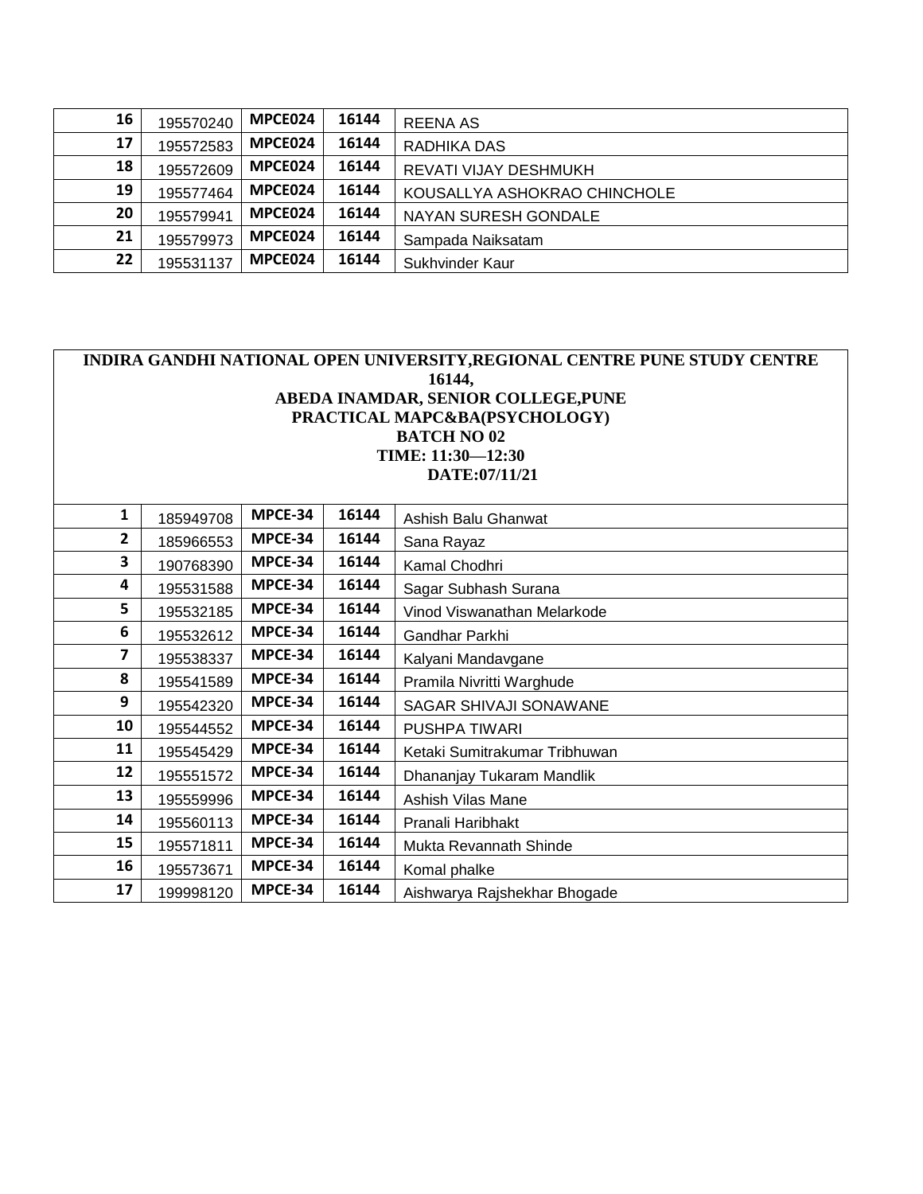| | | | | |
|---|---|---|---|---|
| **16** | 195570240 | **MPCE024** | **16144** | REENA AS |
| **17** | 195572583 | **MPCE024** | **16144** | RADHIKA DAS |
| **18** | 195572609 | **MPCE024** | **16144** | REVATI VIJAY DESHMUKH |
| **19** | 195577464 | **MPCE024** | **16144** | KOUSALLYA ASHOKRAO CHINCHOLE |
| **20** | 195579941 | **MPCE024** | **16144** | NAYAN SURESH GONDALE |
| **21** | 195579973 | **MPCE024** | **16144** | Sampada Naiksatam |
| **22** | 195531137 | **MPCE024** | **16144** | Sukhvinder Kaur |

**INDIRA GANDHI NATIONAL OPEN UNIVERSITY,REGIONAL CENTRE PUNE STUDY CENTRE 16144,**
**ABEDA INAMDAR, SENIOR COLLEGE,PUNE**
**PRACTICAL MAPC&BA(PSYCHOLOGY)**
**BATCH NO 02**
**TIME: 11:30—12:30**
**DATE:07/11/21**

| | | | | |
|---|---|---|---|---|
| **1** | 185949708 | **MPCE-34** | **16144** | Ashish Balu Ghanwat |
| **2** | 185966553 | **MPCE-34** | **16144** | Sana Rayaz |
| **3** | 190768390 | **MPCE-34** | **16144** | Kamal Chodhri |
| **4** | 195531588 | **MPCE-34** | **16144** | Sagar Subhash Surana |
| **5** | 195532185 | **MPCE-34** | **16144** | Vinod Viswanathan Melarkode |
| **6** | 195532612 | **MPCE-34** | **16144** | Gandhar Parkhi |
| **7** | 195538337 | **MPCE-34** | **16144** | Kalyani Mandavgane |
| **8** | 195541589 | **MPCE-34** | **16144** | Pramila Nivritti Warghude |
| **9** | 195542320 | **MPCE-34** | **16144** | SAGAR SHIVAJI SONAWANE |
| **10** | 195544552 | **MPCE-34** | **16144** | PUSHPA TIWARI |
| **11** | 195545429 | **MPCE-34** | **16144** | Ketaki Sumitrakumar Tribhuwan |
| **12** | 195551572 | **MPCE-34** | **16144** | Dhananjay Tukaram Mandlik |
| **13** | 195559996 | **MPCE-34** | **16144** | Ashish Vilas Mane |
| **14** | 195560113 | **MPCE-34** | **16144** | Pranali Haribhakt |
| **15** | 195571811 | **MPCE-34** | **16144** | Mukta Revannath Shinde |
| **16** | 195573671 | **MPCE-34** | **16144** | Komal phalke |
| **17** | 199998120 | **MPCE-34** | **16144** | Aishwarya Rajshekhar Bhogade |